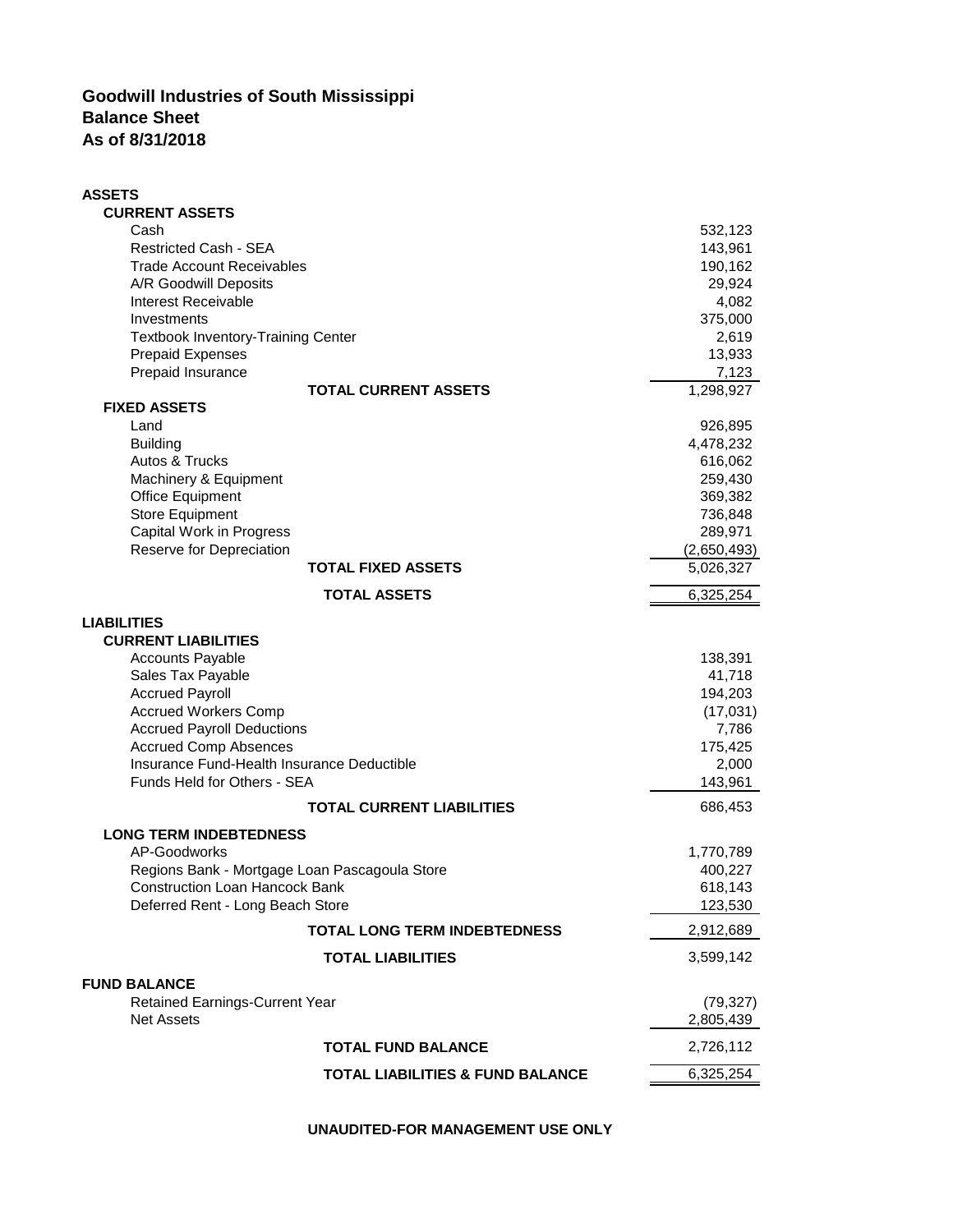# Goodwill Industries of South Mississippi
## Balance Sheet
## As of 8/31/2018

| | |
|---|---:|
| **ASSETS** | |
| **CURRENT ASSETS** | |
| Cash | 532,123 |
| Restricted Cash - SEA | 143,961 |
| Trade Account Receivables | 190,162 |
| A/R Goodwill Deposits | 29,924 |
| Interest Receivable | 4,082 |
| Investments | 375,000 |
| Textbook Inventory-Training Center | 2,619 |
| Prepaid Expenses | 13,933 |
| Prepaid Insurance | 7,123 |
| **TOTAL CURRENT ASSETS** | 1,298,927 |
| **FIXED ASSETS** | |
| Land | 926,895 |
| Building | 4,478,232 |
| Autos & Trucks | 616,062 |
| Machinery & Equipment | 259,430 |
| Office Equipment | 369,382 |
| Store Equipment | 736,848 |
| Capital Work in Progress | 289,971 |
| Reserve for Depreciation | (2,650,493) |
| **TOTAL FIXED ASSETS** | 5,026,327 |
| **TOTAL ASSETS** | 6,325,254 |
| **LIABILITIES** | |
| **CURRENT LIABILITIES** | |
| Accounts Payable | 138,391 |
| Sales Tax Payable | 41,718 |
| Accrued Payroll | 194,203 |
| Accrued Workers Comp | (17,031) |
| Accrued Payroll Deductions | 7,786 |
| Accrued Comp Absences | 175,425 |
| Insurance Fund-Health Insurance Deductible | 2,000 |
| Funds Held for Others - SEA | 143,961 |
| **TOTAL CURRENT LIABILITIES** | 686,453 |
| **LONG TERM INDEBTEDNESS** | |
| AP-Goodworks | 1,770,789 |
| Regions Bank - Mortgage Loan Pascagoula Store | 400,227 |
| Construction Loan Hancock Bank | 618,143 |
| Deferred Rent - Long Beach Store | 123,530 |
| **TOTAL LONG TERM INDEBTEDNESS** | 2,912,689 |
| **TOTAL LIABILITIES** | 3,599,142 |
| **FUND BALANCE** | |
| Retained Earnings-Current Year | (79,327) |
| Net Assets | 2,805,439 |
| **TOTAL FUND BALANCE** | 2,726,112 |
| **TOTAL LIABILITIES & FUND BALANCE** | 6,325,254 |

**UNAUDITED-FOR MANAGEMENT USE ONLY**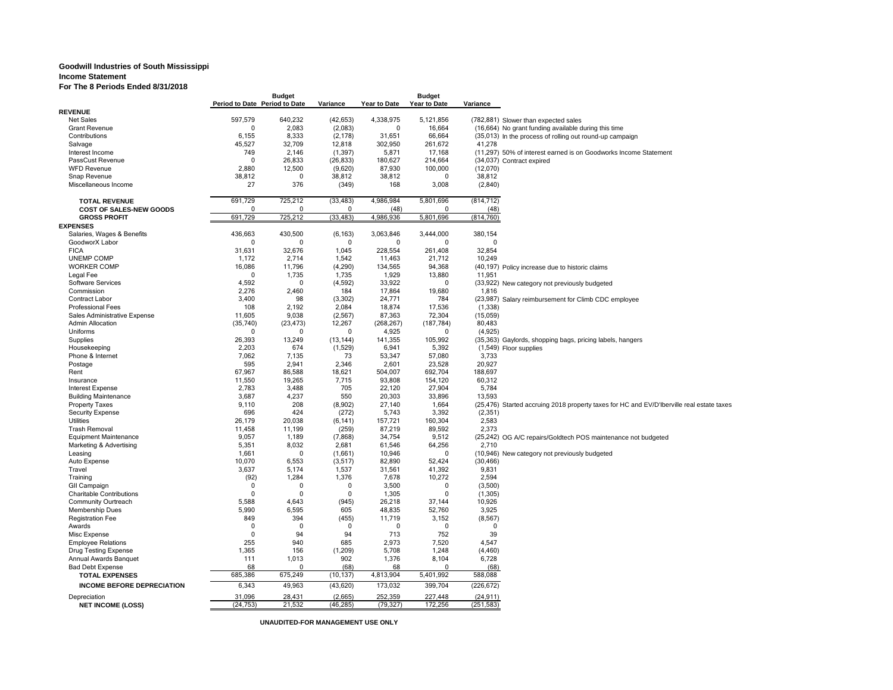**Goodwill Industries of South Mississippi**
**Income Statement**
**For The 8 Periods Ended 8/31/2018**

| | Period to Date | Budget Period to Date | Variance | Year to Date | Budget Year to Date | Variance | |
|---|---|---|---|---|---|---|---|
| **REVENUE** | | | | | | | |
| Net Sales | 597,579 | 640,232 | (42,653) | 4,338,975 | 5,121,856 | (782,881) | Slower than expected sales |
| Grant Revenue | 0 | 2,083 | (2,083) | 0 | 16,664 | (16,664) | No grant funding available during this time |
| Contributions | 6,155 | 8,333 | (2,178) | 31,651 | 66,664 | (35,013) | In the process of rolling out round-up campaign |
| Salvage | 45,527 | 32,709 | 12,818 | 302,950 | 261,672 | 41,278 | |
| Interest Income | 749 | 2,146 | (1,397) | 5,871 | 17,168 | (11,297) | 50% of interest earned is on Goodworks Income Statement |
| PassCust Revenue | 0 | 26,833 | (26,833) | 180,627 | 214,664 | (34,037) | Contract expired |
| WFD Revenue | 2,880 | 12,500 | (9,620) | 87,930 | 100,000 | (12,070) | |
| Snap Revenue | 38,812 | 0 | 38,812 | 38,812 | 0 | 38,812 | |
| Miscellaneous Income | 27 | 376 | (349) | 168 | 3,008 | (2,840) | |
| **TOTAL REVENUE** | 691,729 | 725,212 | (33,483) | 4,986,984 | 5,801,696 | (814,712) | |
| **COST OF SALES-NEW GOODS** | 0 | 0 | 0 | (48) | 0 | (48) | |
| **GROSS PROFIT** | 691,729 | 725,212 | (33,483) | 4,986,936 | 5,801,696 | (814,760) | |
| **EXPENSES** | | | | | | | |
| Salaries, Wages & Benefits | 436,663 | 430,500 | (6,163) | 3,063,846 | 3,444,000 | 380,154 | |
| GoodworX Labor | 0 | 0 | 0 | 0 | 0 | 0 | |
| FICA | 31,631 | 32,676 | 1,045 | 228,554 | 261,408 | 32,854 | |
| UNEMP COMP | 1,172 | 2,714 | 1,542 | 11,463 | 21,712 | 10,249 | |
| WORKER COMP | 16,086 | 11,796 | (4,290) | 134,565 | 94,368 | (40,197) | Policy increase due to historic claims |
| Legal Fee | 0 | 1,735 | 1,735 | 1,929 | 13,880 | 11,951 | |
| Software Services | 4,592 | 0 | (4,592) | 33,922 | 0 | (33,922) | New category not previously budgeted |
| Commission | 2,276 | 2,460 | 184 | 17,864 | 19,680 | 1,816 | |
| Contract Labor | 3,400 | 98 | (3,302) | 24,771 | 784 | (23,987) | Salary reimbursement for Climb CDC employee |
| Professional Fees | 108 | 2,192 | 2,084 | 18,874 | 17,536 | (1,338) | |
| Sales Administrative Expense | 11,605 | 9,038 | (2,567) | 87,363 | 72,304 | (15,059) | |
| Admin Allocation | (35,740) | (23,473) | 12,267 | (268,267) | (187,784) | 80,483 | |
| Uniforms | 0 | 0 | 0 | 4,925 | 0 | (4,925) | |
| Supplies | 26,393 | 13,249 | (13,144) | 141,355 | 105,992 | (35,363) | Gaylords, shopping bags, pricing labels, hangers |
| Housekeeping | 2,203 | 674 | (1,529) | 6,941 | 5,392 | (1,549) | Floor supplies |
| Phone & Internet | 7,062 | 7,135 | 73 | 53,347 | 57,080 | 3,733 | |
| Postage | 595 | 2,941 | 2,346 | 2,601 | 23,528 | 20,927 | |
| Rent | 67,967 | 86,588 | 18,621 | 504,007 | 692,704 | 188,697 | |
| Insurance | 11,550 | 19,265 | 7,715 | 93,808 | 154,120 | 60,312 | |
| Interest Expense | 2,783 | 3,488 | 705 | 22,120 | 27,904 | 5,784 | |
| Building Maintenance | 3,687 | 4,237 | 550 | 20,303 | 33,896 | 13,593 | |
| Property Taxes | 9,110 | 208 | (8,902) | 27,140 | 1,664 | (25,476) | Started accruing 2018 property taxes for HC and EV/D'Iberville real estate taxes |
| Security Expense | 696 | 424 | (272) | 5,743 | 3,392 | (2,351) | |
| Utilities | 26,179 | 20,038 | (6,141) | 157,721 | 160,304 | 2,583 | |
| Trash Removal | 11,458 | 11,199 | (259) | 87,219 | 89,592 | 2,373 | |
| Equipment Maintenance | 9,057 | 1,189 | (7,868) | 34,754 | 9,512 | (25,242) | OG A/C repairs/Goldtech POS maintenance not budgeted |
| Marketing & Advertising | 5,351 | 8,032 | 2,681 | 61,546 | 64,256 | 2,710 | |
| Leasing | 1,661 | 0 | (1,661) | 10,946 | 0 | (10,946) | New category not previously budgeted |
| Auto Expense | 10,070 | 6,553 | (3,517) | 82,890 | 52,424 | (30,466) | |
| Travel | 3,637 | 5,174 | 1,537 | 31,561 | 41,392 | 9,831 | |
| Training | (92) | 1,284 | 1,376 | 7,678 | 10,272 | 2,594 | |
| GII Campaign | 0 | 0 | 0 | 3,500 | 0 | (3,500) | |
| Charitable Contributions | 0 | 0 | 0 | 1,305 | 0 | (1,305) | |
| Community Ourtreach | 5,588 | 4,643 | (945) | 26,218 | 37,144 | 10,926 | |
| Membership Dues | 5,990 | 6,595 | 605 | 48,835 | 52,760 | 3,925 | |
| Registration Fee | 849 | 394 | (455) | 11,719 | 3,152 | (8,567) | |
| Awards | 0 | 0 | 0 | 0 | 0 | 0 | |
| Misc Expense | 0 | 94 | 94 | 713 | 752 | 39 | |
| Employee Relations | 255 | 940 | 685 | 2,973 | 7,520 | 4,547 | |
| Drug Testing Expense | 1,365 | 156 | (1,209) | 5,708 | 1,248 | (4,460) | |
| Annual Awards Banquet | 111 | 1,013 | 902 | 1,376 | 8,104 | 6,728 | |
| Bad Debt Expense | 68 | 0 | (68) | 68 | 0 | (68) | |
| **TOTAL EXPENSES** | 685,386 | 675,249 | (10,137) | 4,813,904 | 5,401,992 | 588,088 | |
| **INCOME BEFORE DEPRECIATION** | 6,343 | 49,963 | (43,620) | 173,032 | 399,704 | (226,672) | |
| Depreciation | 31,096 | 28,431 | (2,665) | 252,359 | 227,448 | (24,911) | |
| **NET INCOME (LOSS)** | (24,753) | 21,532 | (46,285) | (79,327) | 172,256 | (251,583) | |

**UNAUDITED-FOR MANAGEMENT USE ONLY**